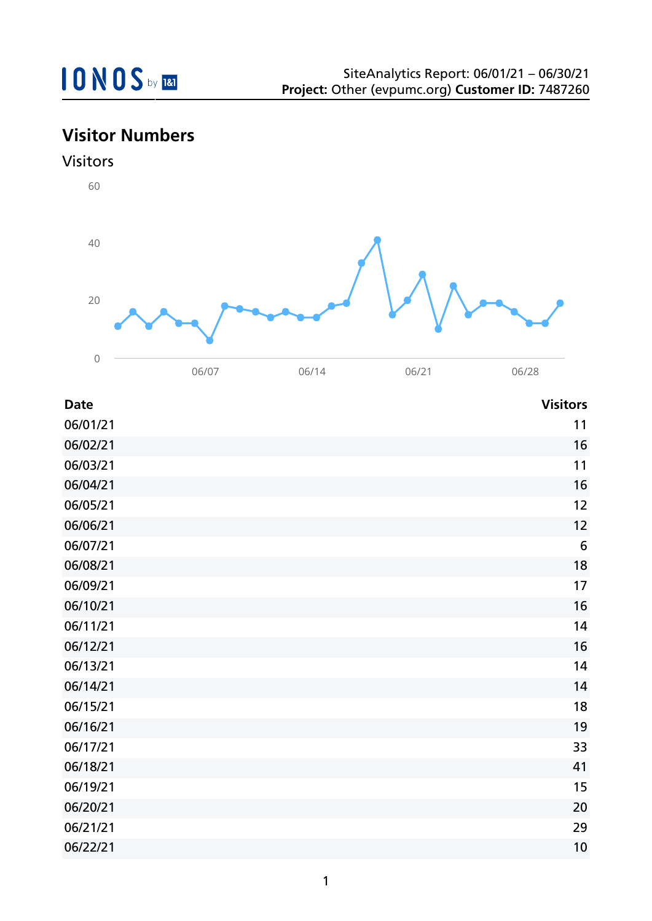SiteAnalytics Report: 06/01/21 – 06/30/21
**Project:** Other (evpumc.org) **Customer ID:** 7487260

## Visitor Numbers

### Visitors

| Date | Visitors |
|---|---|
| 06/01/21 | 11 |
| 06/02/21 | 16 |
| 06/03/21 | 11 |
| 06/04/21 | 16 |
| 06/05/21 | 12 |
| 06/06/21 | 12 |
| 06/07/21 | 6 |
| 06/08/21 | 18 |
| 06/09/21 | 17 |
| 06/10/21 | 16 |
| 06/11/21 | 14 |
| 06/12/21 | 16 |
| 06/13/21 | 14 |
| 06/14/21 | 14 |
| 06/15/21 | 18 |
| 06/16/21 | 19 |
| 06/17/21 | 33 |
| 06/18/21 | 41 |
| 06/19/21 | 15 |
| 06/20/21 | 20 |
| 06/21/21 | 29 |
| 06/22/21 | 10 |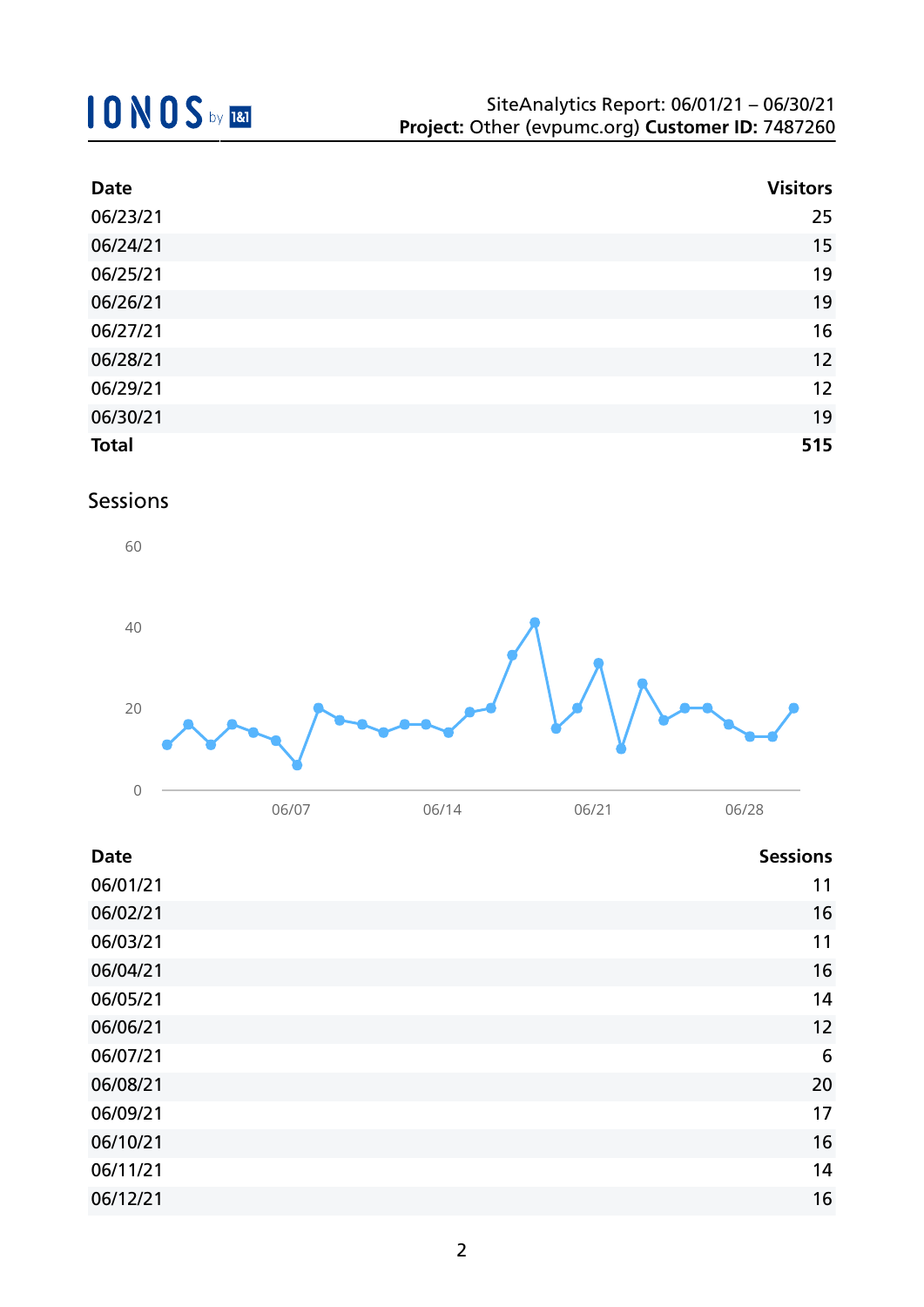| Date | Visitors |
|---|---:|
| 06/23/21 | 25 |
| 06/24/21 | 15 |
| 06/25/21 | 19 |
| 06/26/21 | 19 |
| 06/27/21 | 16 |
| 06/28/21 | 12 |
| 06/29/21 | 12 |
| 06/30/21 | 19 |
| **Total** | **515** |

## Sessions

| Date | Sessions |
|---|---:|
| 06/01/21 | 11 |
| 06/02/21 | 16 |
| 06/03/21 | 11 |
| 06/04/21 | 16 |
| 06/05/21 | 14 |
| 06/06/21 | 12 |
| 06/07/21 | 6 |
| 06/08/21 | 20 |
| 06/09/21 | 17 |
| 06/10/21 | 16 |
| 06/11/21 | 14 |
| 06/12/21 | 16 |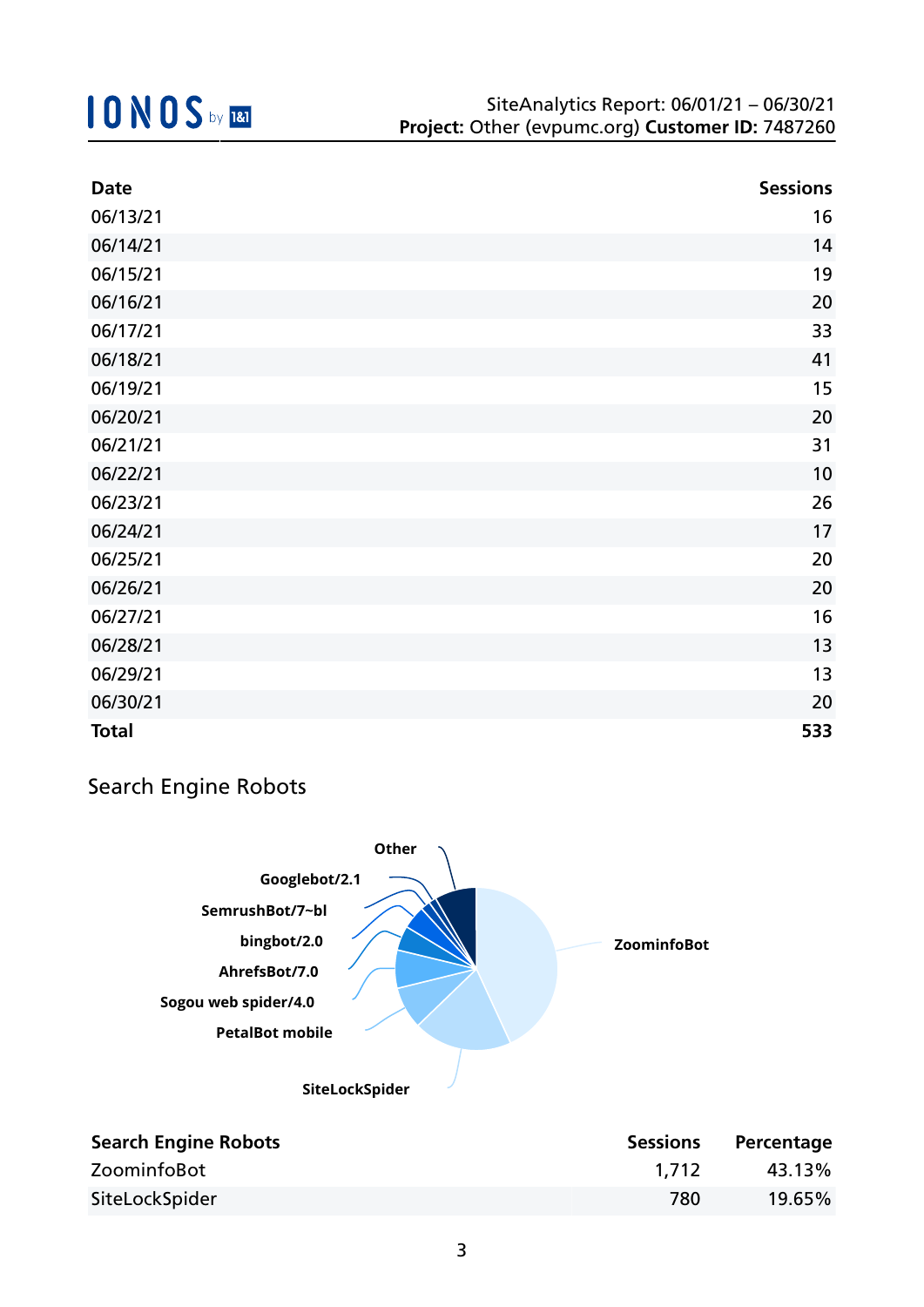| Date | Sessions |
|---|---|
| 06/13/21 | 16 |
| 06/14/21 | 14 |
| 06/15/21 | 19 |
| 06/16/21 | 20 |
| 06/17/21 | 33 |
| 06/18/21 | 41 |
| 06/19/21 | 15 |
| 06/20/21 | 20 |
| 06/21/21 | 31 |
| 06/22/21 | 10 |
| 06/23/21 | 26 |
| 06/24/21 | 17 |
| 06/25/21 | 20 |
| 06/26/21 | 20 |
| 06/27/21 | 16 |
| 06/28/21 | 13 |
| 06/29/21 | 13 |
| 06/30/21 | 20 |
| **Total** | **533** |

## Search Engine Robots

Other

Googlebot/2.1

SemrushBot/7~bl

bingbot/2.0

AhrefsBot/7.0

Sogou web spider/4.0

PetalBot mobile

SiteLockSpider

ZoominfoBot

| Search Engine Robots | Sessions | Percentage |
|---|---|---|
| ZoominfoBot | 1,712 | 43.13% |
| SiteLockSpider | 780 | 19.65% |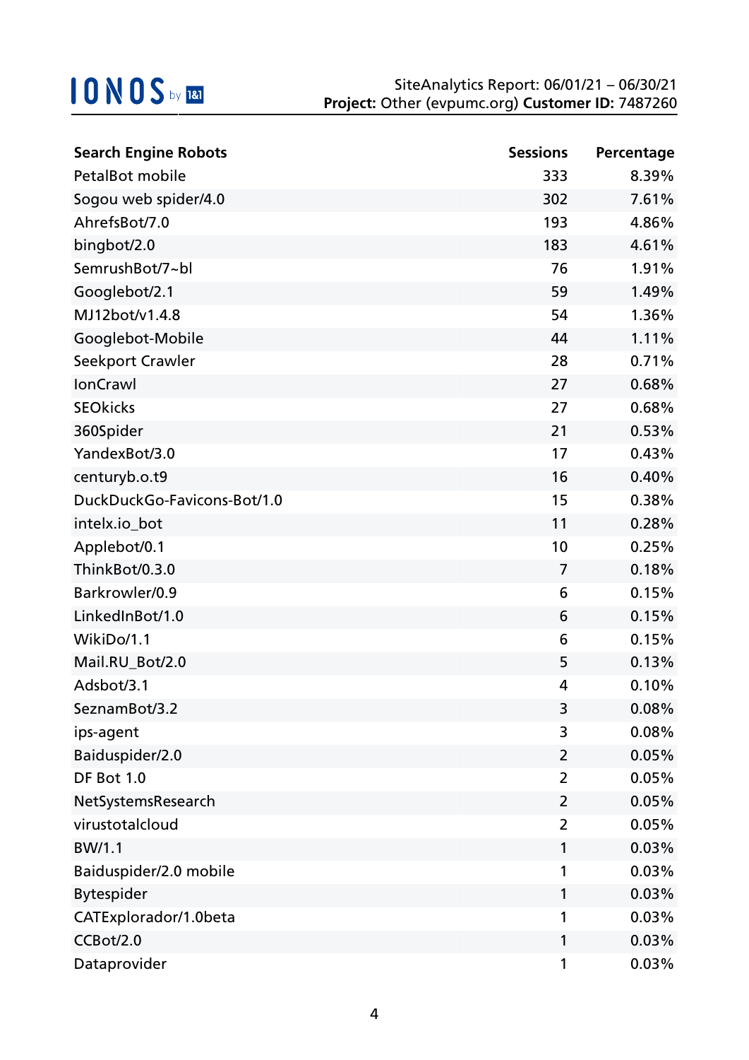| Search Engine Robots | Sessions | Percentage |
| --- | --- | --- |
| PetalBot mobile | 333 | 8.39% |
| Sogou web spider/4.0 | 302 | 7.61% |
| AhrefsBot/7.0 | 193 | 4.86% |
| bingbot/2.0 | 183 | 4.61% |
| SemrushBot/7~bl | 76 | 1.91% |
| Googlebot/2.1 | 59 | 1.49% |
| MJ12bot/v1.4.8 | 54 | 1.36% |
| Googlebot-Mobile | 44 | 1.11% |
| Seekport Crawler | 28 | 0.71% |
| IonCrawl | 27 | 0.68% |
| SEOkicks | 27 | 0.68% |
| 360Spider | 21 | 0.53% |
| YandexBot/3.0 | 17 | 0.43% |
| centuryb.o.t9 | 16 | 0.40% |
| DuckDuckGo-Favicons-Bot/1.0 | 15 | 0.38% |
| intelx.io_bot | 11 | 0.28% |
| Applebot/0.1 | 10 | 0.25% |
| ThinkBot/0.3.0 | 7 | 0.18% |
| Barkrowler/0.9 | 6 | 0.15% |
| LinkedInBot/1.0 | 6 | 0.15% |
| WikiDo/1.1 | 6 | 0.15% |
| Mail.RU_Bot/2.0 | 5 | 0.13% |
| Adsbot/3.1 | 4 | 0.10% |
| SeznamBot/3.2 | 3 | 0.08% |
| ips-agent | 3 | 0.08% |
| Baiduspider/2.0 | 2 | 0.05% |
| DF Bot 1.0 | 2 | 0.05% |
| NetSystemsResearch | 2 | 0.05% |
| virustotalcloud | 2 | 0.05% |
| BW/1.1 | 1 | 0.03% |
| Baiduspider/2.0 mobile | 1 | 0.03% |
| Bytespider | 1 | 0.03% |
| CATExplorador/1.0beta | 1 | 0.03% |
| CCBot/2.0 | 1 | 0.03% |
| Dataprovider | 1 | 0.03% |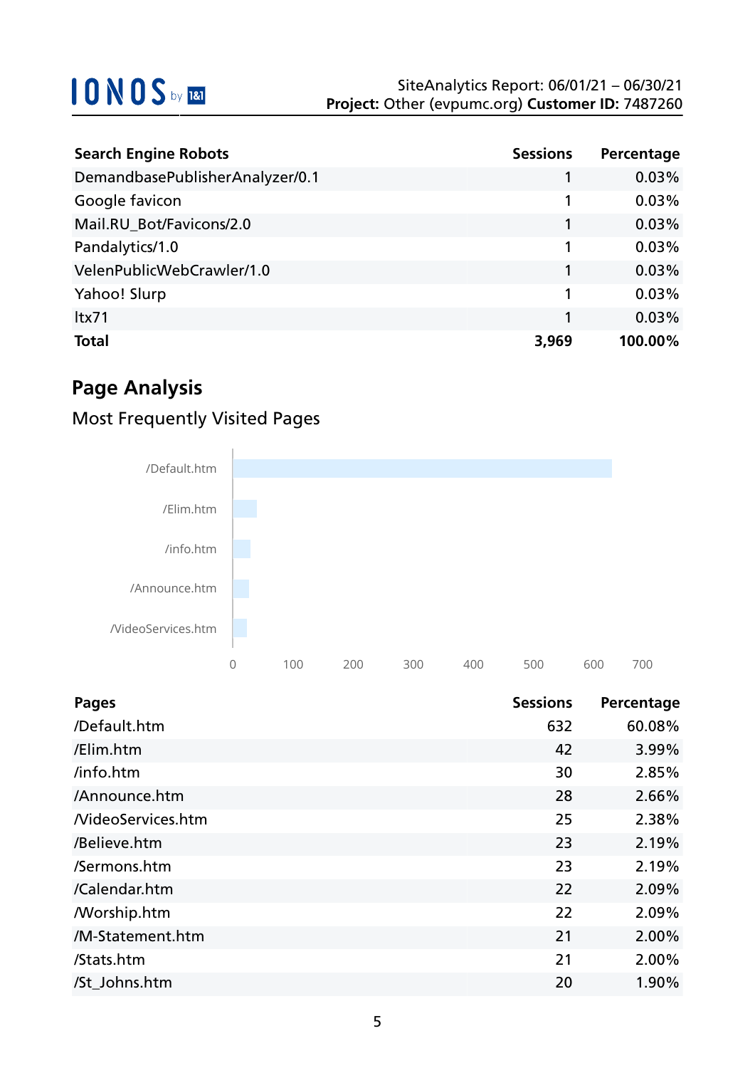| Search Engine Robots | Sessions | Percentage |
|---|---|---|
| DemandbasePublisherAnalyzer/0.1 | 1 | 0.03% |
| Google favicon | 1 | 0.03% |
| Mail.RU_Bot/Favicons/2.0 | 1 | 0.03% |
| Pandalytics/1.0 | 1 | 0.03% |
| VelenPublicWebCrawler/1.0 | 1 | 0.03% |
| Yahoo! Slurp | 1 | 0.03% |
| ltx71 | 1 | 0.03% |
| **Total** | **3,969** | **100.00%** |

## Page Analysis

### Most Frequently Visited Pages

| Pages | Sessions | Percentage |
|---|---|---|
| /Default.htm | 632 | 60.08% |
| /Elim.htm | 42 | 3.99% |
| /info.htm | 30 | 2.85% |
| /Announce.htm | 28 | 2.66% |
| /VideoServices.htm | 25 | 2.38% |
| /Believe.htm | 23 | 2.19% |
| /Sermons.htm | 23 | 2.19% |
| /Calendar.htm | 22 | 2.09% |
| /Worship.htm | 22 | 2.09% |
| /M-Statement.htm | 21 | 2.00% |
| /Stats.htm | 21 | 2.00% |
| /St_Johns.htm | 20 | 1.90% |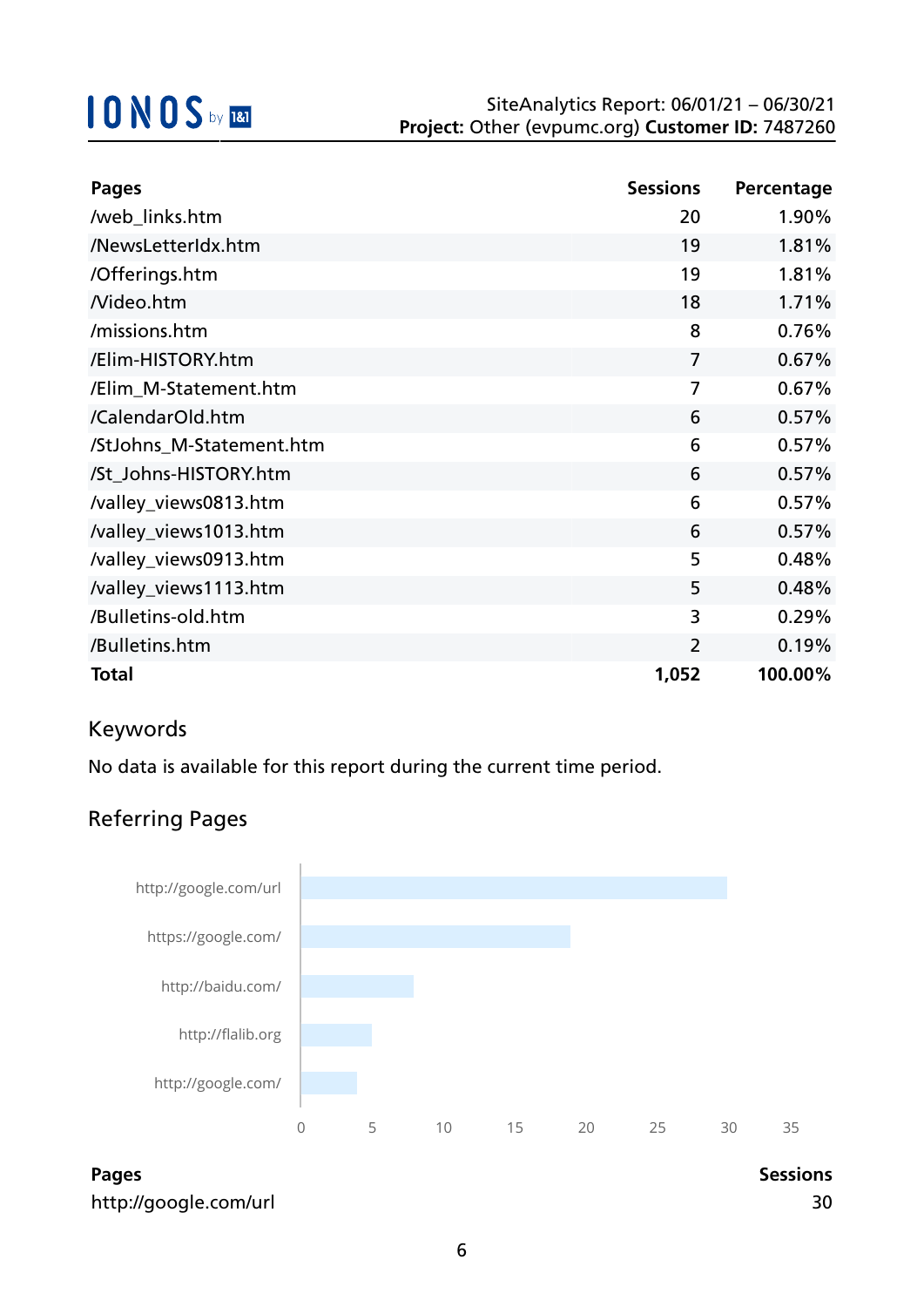| Pages | Sessions | Percentage |
| --- | --- | --- |
| /web_links.htm | 20 | 1.90% |
| /NewsLetterIdx.htm | 19 | 1.81% |
| /Offerings.htm | 19 | 1.81% |
| /Video.htm | 18 | 1.71% |
| /missions.htm | 8 | 0.76% |
| /Elim-HISTORY.htm | 7 | 0.67% |
| /Elim_M-Statement.htm | 7 | 0.67% |
| /CalendarOld.htm | 6 | 0.57% |
| /StJohns_M-Statement.htm | 6 | 0.57% |
| /St_Johns-HISTORY.htm | 6 | 0.57% |
| /valley_views0813.htm | 6 | 0.57% |
| /valley_views1013.htm | 6 | 0.57% |
| /valley_views0913.htm | 5 | 0.48% |
| /valley_views1113.htm | 5 | 0.48% |
| /Bulletins-old.htm | 3 | 0.29% |
| /Bulletins.htm | 2 | 0.19% |
| **Total** | **1,052** | **100.00%** |

## Keywords

No data is available for this report during the current time period.

## Referring Pages

| Pages | Sessions |
| --- | --- |
| http://google.com/url | 30 |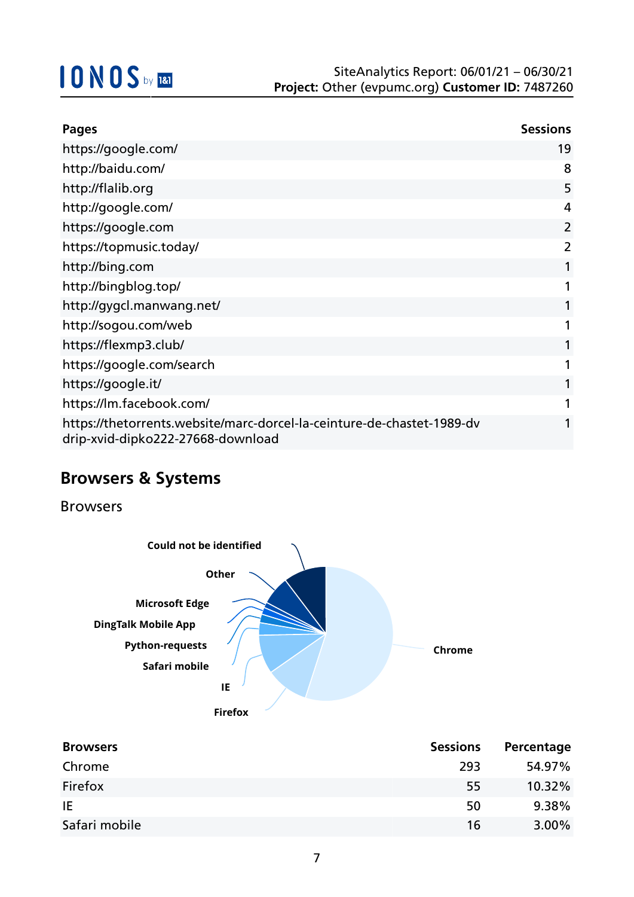| Pages | Sessions |
|---|---|
| https://google.com/ | 19 |
| http://baidu.com/ | 8 |
| http://flalib.org | 5 |
| http://google.com/ | 4 |
| https://google.com | 2 |
| https://topmusic.today/ | 2 |
| http://bing.com | 1 |
| http://bingblog.top/ | 1 |
| http://gygcl.manwang.net/ | 1 |
| http://sogou.com/web | 1 |
| https://flexmp3.club/ | 1 |
| https://google.com/search | 1 |
| https://google.it/ | 1 |
| https://lm.facebook.com/ | 1 |
| https://thetorrents.website/marc-dorcel-la-ceinture-de-chastet-1989-dvdrip-xvid-dipko222-27668-download | 1 |

## Browsers & Systems

### Browsers

| Browsers | Sessions | Percentage |
|---|---|---|
| Chrome | 293 | 54.97% |
| Firefox | 55 | 10.32% |
| IE | 50 | 9.38% |
| Safari mobile | 16 | 3.00% |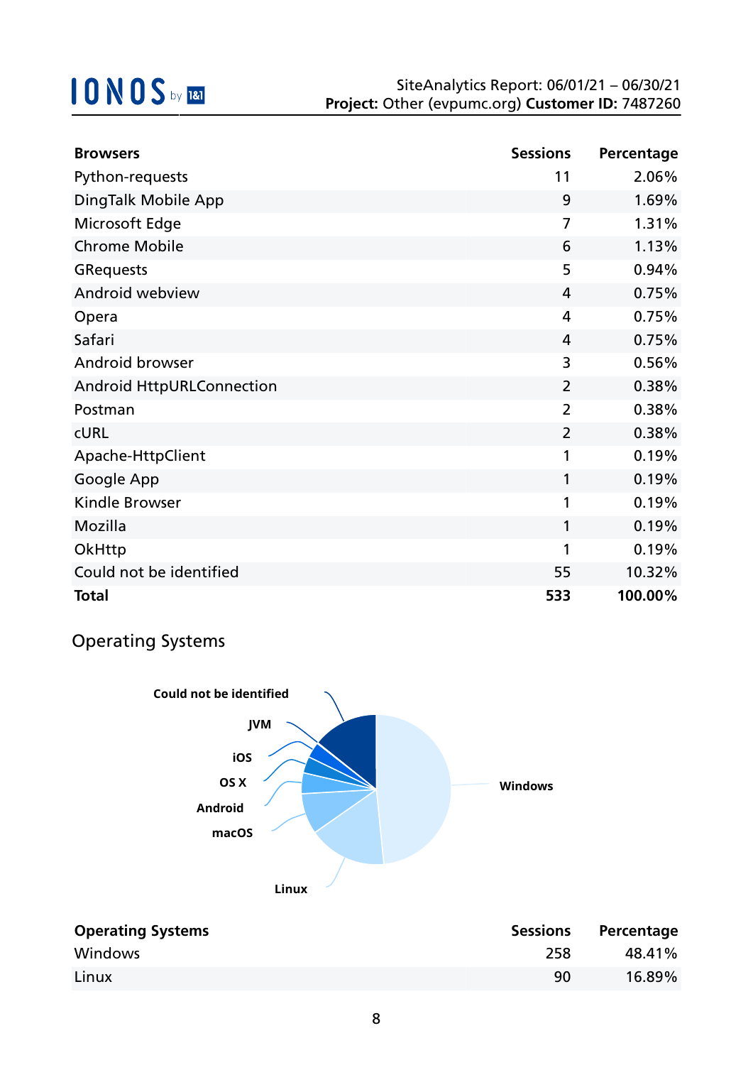| Browsers | Sessions | Percentage |
|---|---|---|
| Python-requests | 11 | 2.06% |
| DingTalk Mobile App | 9 | 1.69% |
| Microsoft Edge | 7 | 1.31% |
| Chrome Mobile | 6 | 1.13% |
| GRequests | 5 | 0.94% |
| Android webview | 4 | 0.75% |
| Opera | 4 | 0.75% |
| Safari | 4 | 0.75% |
| Android browser | 3 | 0.56% |
| Android HttpURLConnection | 2 | 0.38% |
| Postman | 2 | 0.38% |
| cURL | 2 | 0.38% |
| Apache-HttpClient | 1 | 0.19% |
| Google App | 1 | 0.19% |
| Kindle Browser | 1 | 0.19% |
| Mozilla | 1 | 0.19% |
| OkHttp | 1 | 0.19% |
| Could not be identified | 55 | 10.32% |
| **Total** | **533** | **100.00%** |

## Operating Systems

Could not be identified
JVM
iOS
OS X
Android
macOS
Linux
Windows

| Operating Systems | Sessions | Percentage |
|---|---|---|
| Windows | 258 | 48.41% |
| Linux | 90 | 16.89% |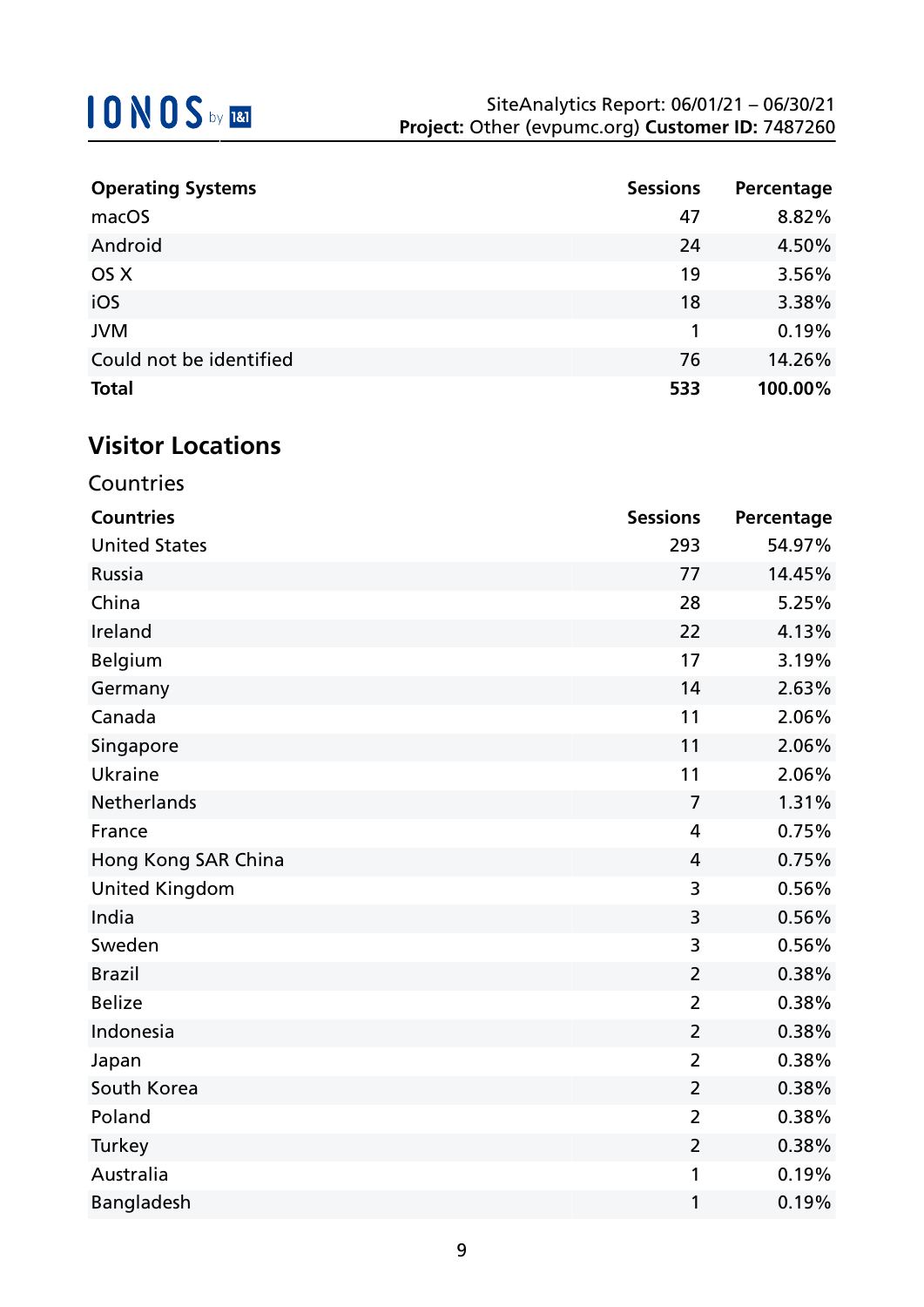| Operating Systems | Sessions | Percentage |
|---|---|---|
| macOS | 47 | 8.82% |
| Android | 24 | 4.50% |
| OS X | 19 | 3.56% |
| iOS | 18 | 3.38% |
| JVM | 1 | 0.19% |
| Could not be identified | 76 | 14.26% |
| **Total** | **533** | **100.00%** |

## Visitor Locations

### Countries

| Countries | Sessions | Percentage |
|---|---|---|
| United States | 293 | 54.97% |
| Russia | 77 | 14.45% |
| China | 28 | 5.25% |
| Ireland | 22 | 4.13% |
| Belgium | 17 | 3.19% |
| Germany | 14 | 2.63% |
| Canada | 11 | 2.06% |
| Singapore | 11 | 2.06% |
| Ukraine | 11 | 2.06% |
| Netherlands | 7 | 1.31% |
| France | 4 | 0.75% |
| Hong Kong SAR China | 4 | 0.75% |
| United Kingdom | 3 | 0.56% |
| India | 3 | 0.56% |
| Sweden | 3 | 0.56% |
| Brazil | 2 | 0.38% |
| Belize | 2 | 0.38% |
| Indonesia | 2 | 0.38% |
| Japan | 2 | 0.38% |
| South Korea | 2 | 0.38% |
| Poland | 2 | 0.38% |
| Turkey | 2 | 0.38% |
| Australia | 1 | 0.19% |
| Bangladesh | 1 | 0.19% |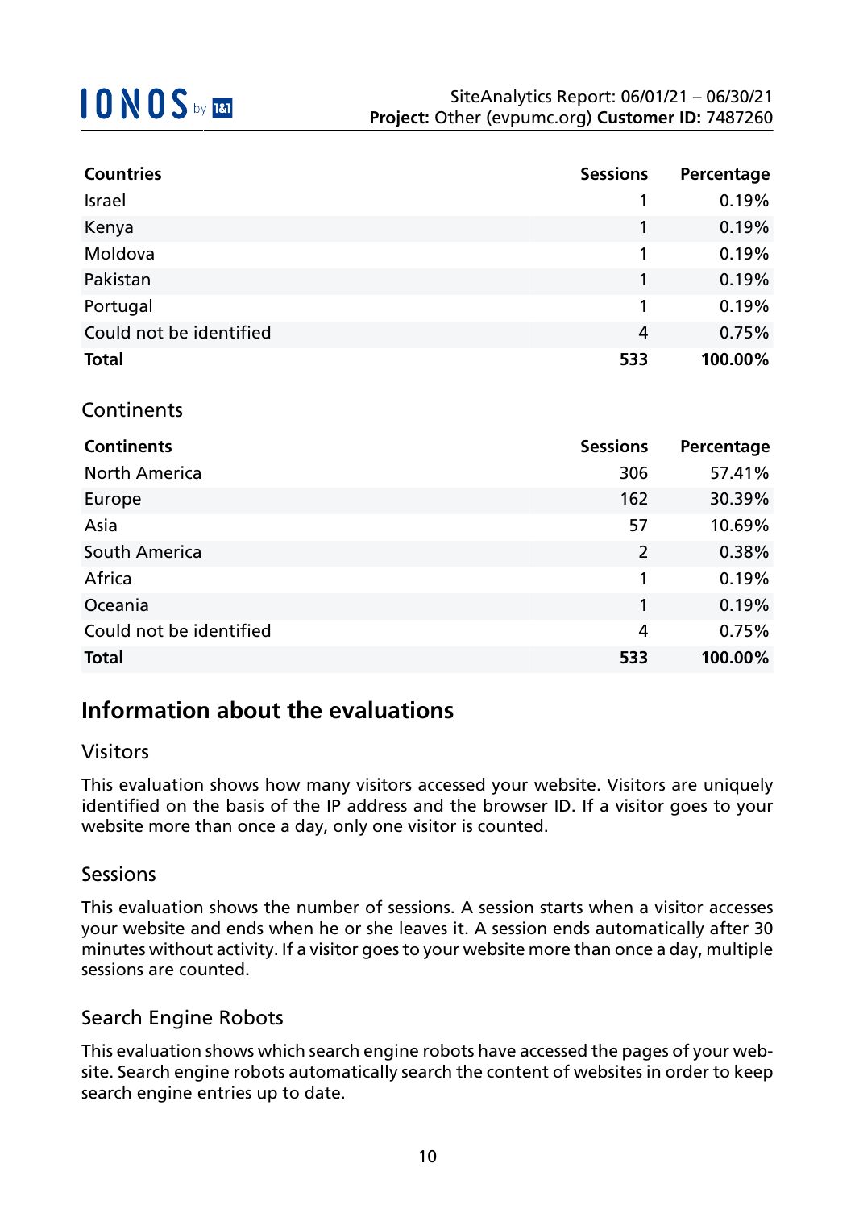| Countries | Sessions | Percentage |
|---|---|---|
| Israel | 1 | 0.19% |
| Kenya | 1 | 0.19% |
| Moldova | 1 | 0.19% |
| Pakistan | 1 | 0.19% |
| Portugal | 1 | 0.19% |
| Could not be identified | 4 | 0.75% |
| **Total** | **533** | **100.00%** |

## Continents

| Continents | Sessions | Percentage |
|---|---|---|
| North America | 306 | 57.41% |
| Europe | 162 | 30.39% |
| Asia | 57 | 10.69% |
| South America | 2 | 0.38% |
| Africa | 1 | 0.19% |
| Oceania | 1 | 0.19% |
| Could not be identified | 4 | 0.75% |
| **Total** | **533** | **100.00%** |

# Information about the evaluations

## Visitors

This evaluation shows how many visitors accessed your website. Visitors are uniquely identified on the basis of the IP address and the browser ID. If a visitor goes to your website more than once a day, only one visitor is counted.

## Sessions

This evaluation shows the number of sessions. A session starts when a visitor accesses your website and ends when he or she leaves it. A session ends automatically after 30 minutes without activity. If a visitor goes to your website more than once a day, multiple sessions are counted.

## Search Engine Robots

This evaluation shows which search engine robots have accessed the pages of your website. Search engine robots automatically search the content of websites in order to keep search engine entries up to date.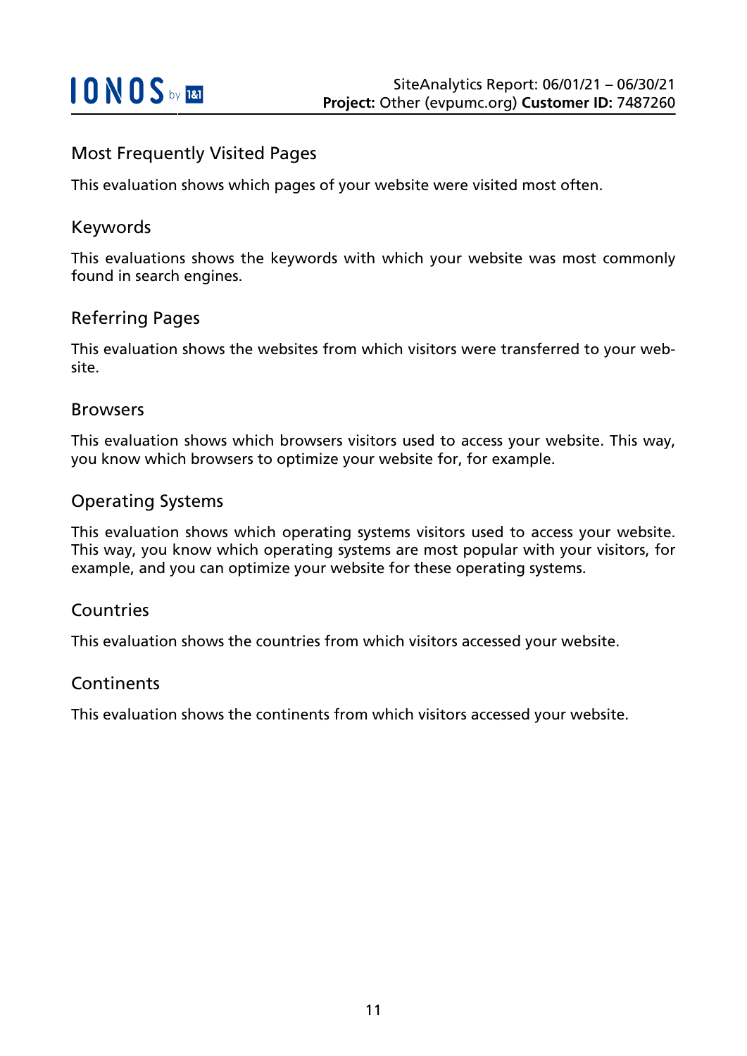## Most Frequently Visited Pages

This evaluation shows which pages of your website were visited most often.

## Keywords

This evaluations shows the keywords with which your website was most commonly found in search engines.

## Referring Pages

This evaluation shows the websites from which visitors were transferred to your website.

## Browsers

This evaluation shows which browsers visitors used to access your website. This way, you know which browsers to optimize your website for, for example.

## Operating Systems

This evaluation shows which operating systems visitors used to access your website. This way, you know which operating systems are most popular with your visitors, for example, and you can optimize your website for these operating systems.

## Countries

This evaluation shows the countries from which visitors accessed your website.

## Continents

This evaluation shows the continents from which visitors accessed your website.